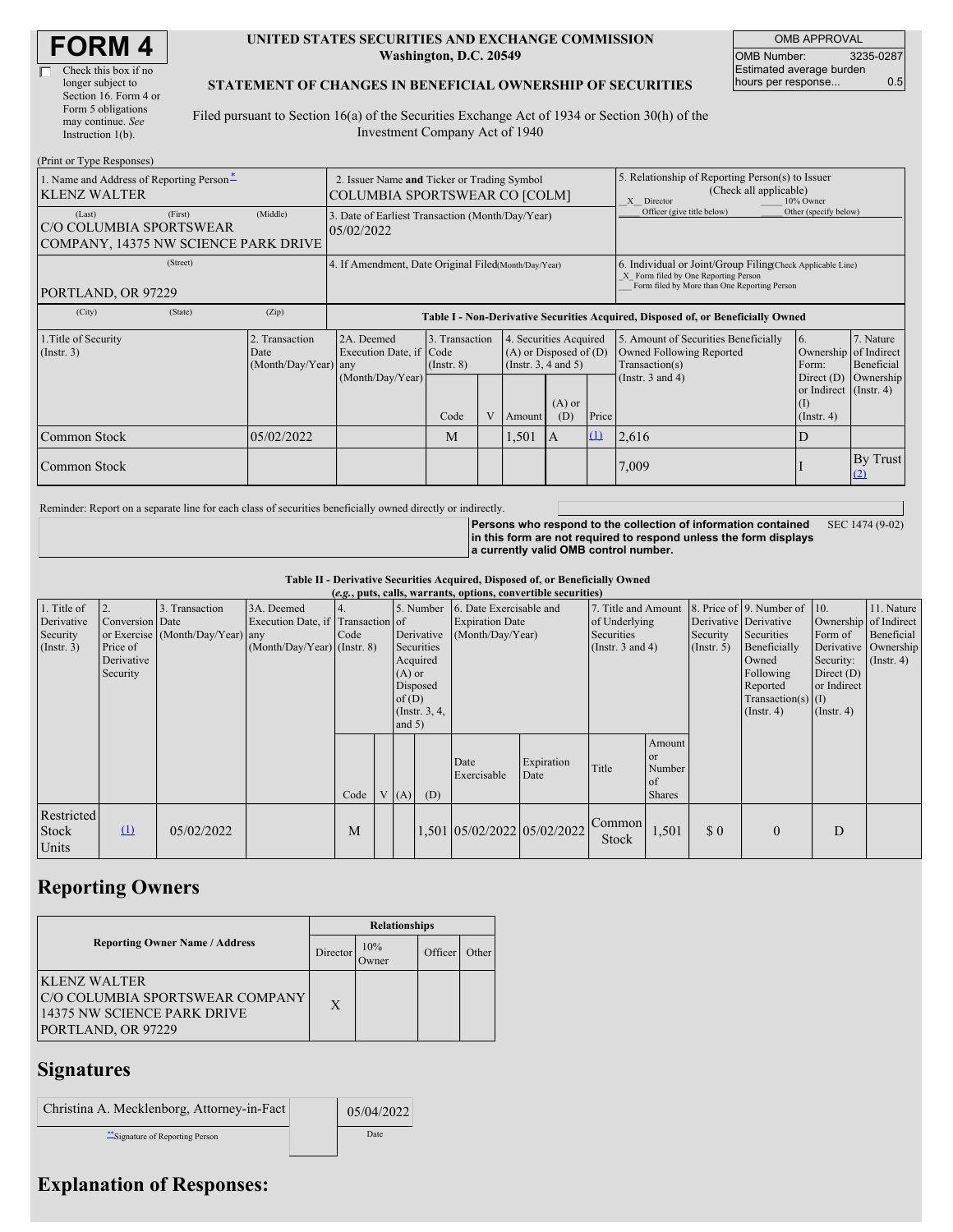# FORM 4

☐ Check this box if no longer subject to Section 16. Form 4 or Form 5 obligations may continue. *See* Instruction 1(b).

**UNITED STATES SECURITIES AND EXCHANGE COMMISSION**
**Washington, D.C. 20549**

**STATEMENT OF CHANGES IN BENEFICIAL OWNERSHIP OF SECURITIES**

Filed pursuant to Section 16(a) of the Securities Exchange Act of 1934 or Section 30(h) of the Investment Company Act of 1940

| OMB APPROVAL | |
|---|---|
| OMB Number: | 3235-0287 |
| Estimated average burden hours per response... | 0.5 |

(Print or Type Responses)

1. Name and Address of Reporting Person*
KLENZ WALTER
(Last) (First) (Middle)
C/O COLUMBIA SPORTSWEAR COMPANY, 14375 NW SCIENCE PARK DRIVE
(Street)
PORTLAND, OR 97229
(City) (State) (Zip)

2. Issuer Name **and** Ticker or Trading Symbol
COLUMBIA SPORTSWEAR CO [COLM]

3. Date of Earliest Transaction (Month/Day/Year)
05/02/2022

4. If Amendment, Date Original Filed (Month/Day/Year)

5. Relationship of Reporting Person(s) to Issuer (Check all applicable)
_X_ Director ___ 10% Owner
___ Officer (give title below) ___ Other (specify below)

6. Individual or Joint/Group Filing (Check Applicable Line)
_X_ Form filed by One Reporting Person
___ Form filed by More than One Reporting Person

**Table I - Non-Derivative Securities Acquired, Disposed of, or Beneficially Owned**

| 1.Title of Security (Instr. 3) | 2. Transaction Date (Month/Day/Year) | 2A. Deemed Execution Date, if any (Month/Day/Year) | 3. Transaction Code (Instr. 8) | | 4. Securities Acquired (A) or Disposed of (D) (Instr. 3, 4 and 5) | | | 5. Amount of Securities Beneficially Owned Following Reported Transaction(s) (Instr. 3 and 4) | 6. Ownership Form: Direct (D) or Indirect (I) (Instr. 4) | 7. Nature of Indirect Beneficial Ownership (Instr. 4) |
|---|---|---|---|---|---|---|---|---|---|---|
| | | | Code | V | Amount | (A) or (D) | Price | | | |
| Common Stock | 05/02/2022 | | M | | 1,501 | A | (1) | 2,616 | D | |
| Common Stock | | | | | | | | 7,009 | I | By Trust (2) |

Reminder: Report on a separate line for each class of securities beneficially owned directly or indirectly.

**Persons who respond to the collection of information contained in this form are not required to respond unless the form displays a currently valid OMB control number.** SEC 1474 (9-02)

**Table II - Derivative Securities Acquired, Disposed of, or Beneficially Owned**
***(e.g.*, puts, calls, warrants, options, convertible securities)**

| 1. Title of Derivative Security (Instr. 3) | 2. Conversion or Exercise Price of Derivative Security | 3. Transaction Date (Month/Day/Year) | 3A. Deemed Execution Date, if any (Month/Day/Year) | 4. Transaction Code (Instr. 8) | | 5. Number of Derivative Securities Acquired (A) or Disposed of (D) (Instr. 3, 4, and 5) | | 6. Date Exercisable and Expiration Date (Month/Day/Year) | | 7. Title and Amount of Underlying Securities (Instr. 3 and 4) | | 8. Price of Derivative Security (Instr. 5) | 9. Number of Derivative Securities Beneficially Owned Following Reported Transaction(s) (Instr. 4) | 10. Ownership Form of Derivative Security: Direct (D) or Indirect (I) (Instr. 4) | 11. Nature of Indirect Beneficial Ownership (Instr. 4) |
|---|---|---|---|---|---|---|---|---|---|---|---|---|---|---|---|
| | | | | Code | V | (A) | (D) | Date Exercisable | Expiration Date | Title | Amount or Number of Shares | | | | |
| Restricted Stock Units | (1) | 05/02/2022 | | M | | | 1,501 | 05/02/2022 | 05/02/2022 | Common Stock | 1,501 | $ 0 | 0 | D | |

## Reporting Owners

| Reporting Owner Name / Address | Relationships | | | |
|---|---|---|---|---|
| | Director | 10% Owner | Officer | Other |
| KLENZ WALTER<br>C/O COLUMBIA SPORTSWEAR COMPANY<br>14375 NW SCIENCE PARK DRIVE<br>PORTLAND, OR 97229 | X | | | |

## Signatures

| Christina A. Mecklenborg, Attorney-in-Fact | | 05/04/2022 |
|---|---|---|
| **Signature of Reporting Person | | Date |

## Explanation of Responses: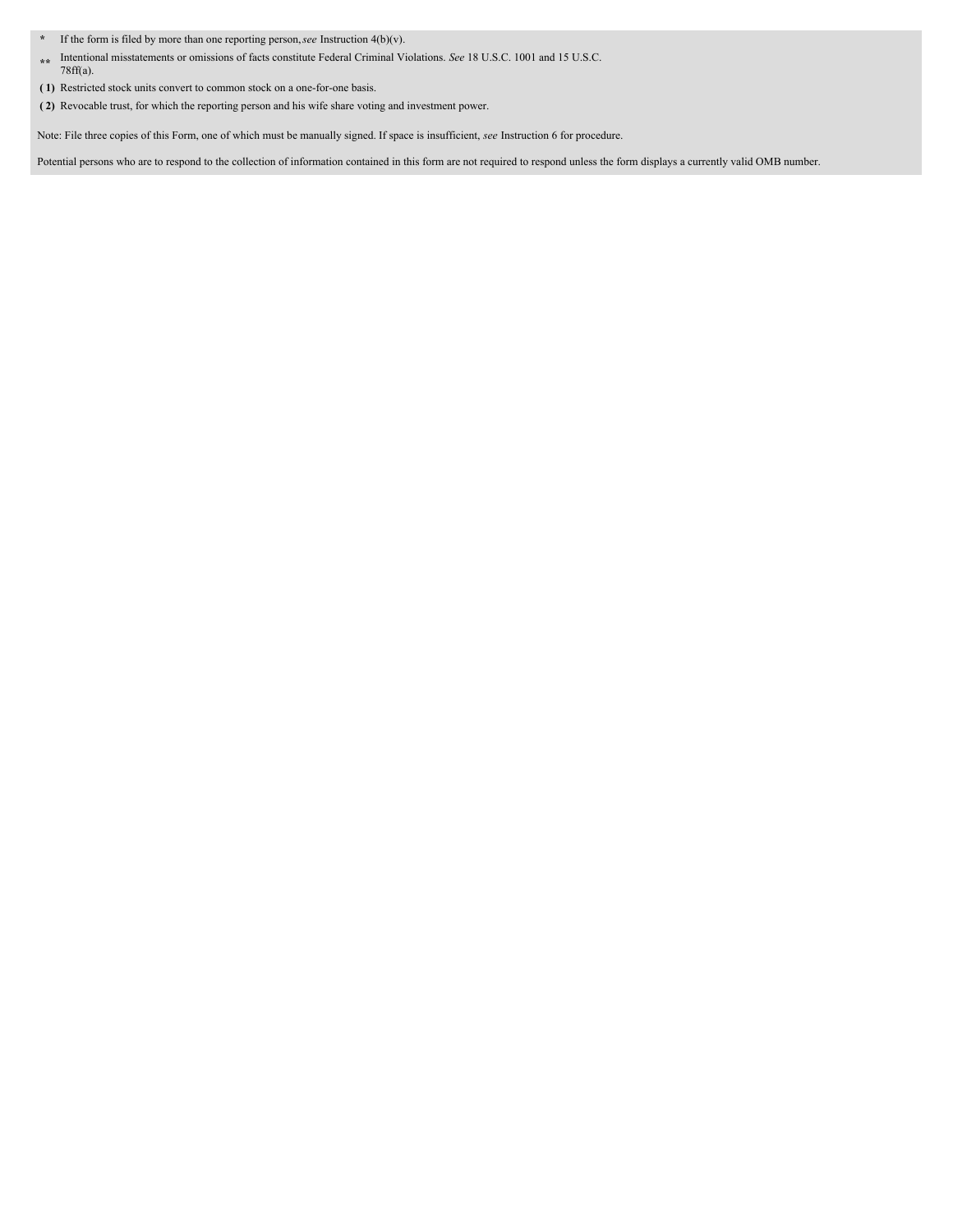\* If the form is filed by more than one reporting person, *see* Instruction 4(b)(v).

\*\* Intentional misstatements or omissions of facts constitute Federal Criminal Violations. *See* 18 U.S.C. 1001 and 15 U.S.C. 78ff(a).

**( 1)** Restricted stock units convert to common stock on a one-for-one basis.

**( 2)** Revocable trust, for which the reporting person and his wife share voting and investment power.

Note: File three copies of this Form, one of which must be manually signed. If space is insufficient, *see* Instruction 6 for procedure.

Potential persons who are to respond to the collection of information contained in this form are not required to respond unless the form displays a currently valid OMB number.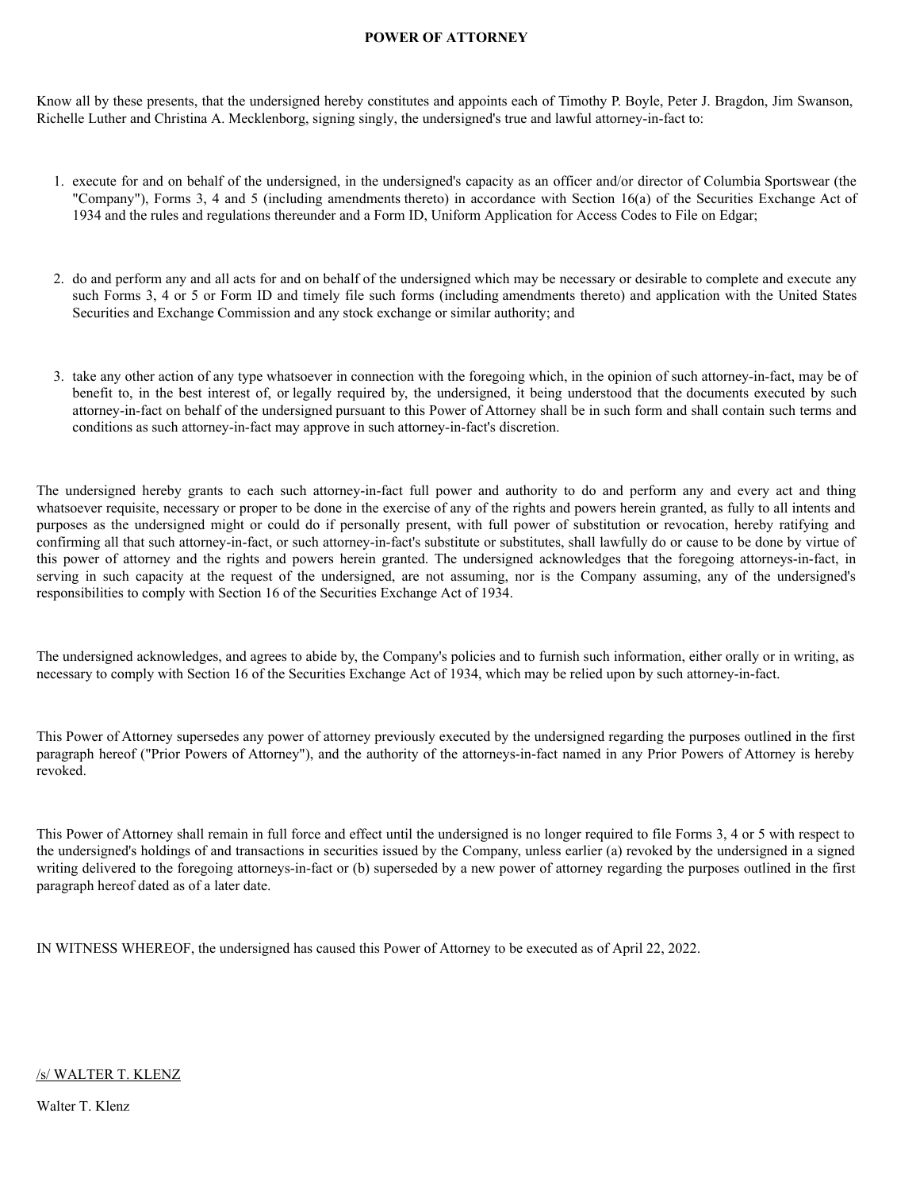**POWER OF ATTORNEY**

Know all by these presents, that the undersigned hereby constitutes and appoints each of Timothy P. Boyle, Peter J. Bragdon, Jim Swanson, Richelle Luther and Christina A. Mecklenborg, signing singly, the undersigned's true and lawful attorney-in-fact to:

1. execute for and on behalf of the undersigned, in the undersigned's capacity as an officer and/or director of Columbia Sportswear (the "Company"), Forms 3, 4 and 5 (including amendments thereto) in accordance with Section 16(a) of the Securities Exchange Act of 1934 and the rules and regulations thereunder and a Form ID, Uniform Application for Access Codes to File on Edgar;

2. do and perform any and all acts for and on behalf of the undersigned which may be necessary or desirable to complete and execute any such Forms 3, 4 or 5 or Form ID and timely file such forms (including amendments thereto) and application with the United States Securities and Exchange Commission and any stock exchange or similar authority; and

3. take any other action of any type whatsoever in connection with the foregoing which, in the opinion of such attorney-in-fact, may be of benefit to, in the best interest of, or legally required by, the undersigned, it being understood that the documents executed by such attorney-in-fact on behalf of the undersigned pursuant to this Power of Attorney shall be in such form and shall contain such terms and conditions as such attorney-in-fact may approve in such attorney-in-fact's discretion.

The undersigned hereby grants to each such attorney-in-fact full power and authority to do and perform any and every act and thing whatsoever requisite, necessary or proper to be done in the exercise of any of the rights and powers herein granted, as fully to all intents and purposes as the undersigned might or could do if personally present, with full power of substitution or revocation, hereby ratifying and confirming all that such attorney-in-fact, or such attorney-in-fact's substitute or substitutes, shall lawfully do or cause to be done by virtue of this power of attorney and the rights and powers herein granted. The undersigned acknowledges that the foregoing attorneys-in-fact, in serving in such capacity at the request of the undersigned, are not assuming, nor is the Company assuming, any of the undersigned's responsibilities to comply with Section 16 of the Securities Exchange Act of 1934.

The undersigned acknowledges, and agrees to abide by, the Company's policies and to furnish such information, either orally or in writing, as necessary to comply with Section 16 of the Securities Exchange Act of 1934, which may be relied upon by such attorney-in-fact.

This Power of Attorney supersedes any power of attorney previously executed by the undersigned regarding the purposes outlined in the first paragraph hereof ("Prior Powers of Attorney"), and the authority of the attorneys-in-fact named in any Prior Powers of Attorney is hereby revoked.

This Power of Attorney shall remain in full force and effect until the undersigned is no longer required to file Forms 3, 4 or 5 with respect to the undersigned's holdings of and transactions in securities issued by the Company, unless earlier (a) revoked by the undersigned in a signed writing delivered to the foregoing attorneys-in-fact or (b) superseded by a new power of attorney regarding the purposes outlined in the first paragraph hereof dated as of a later date.

IN WITNESS WHEREOF, the undersigned has caused this Power of Attorney to be executed as of April 22, 2022.

/s/ WALTER T. KLENZ

Walter T. Klenz